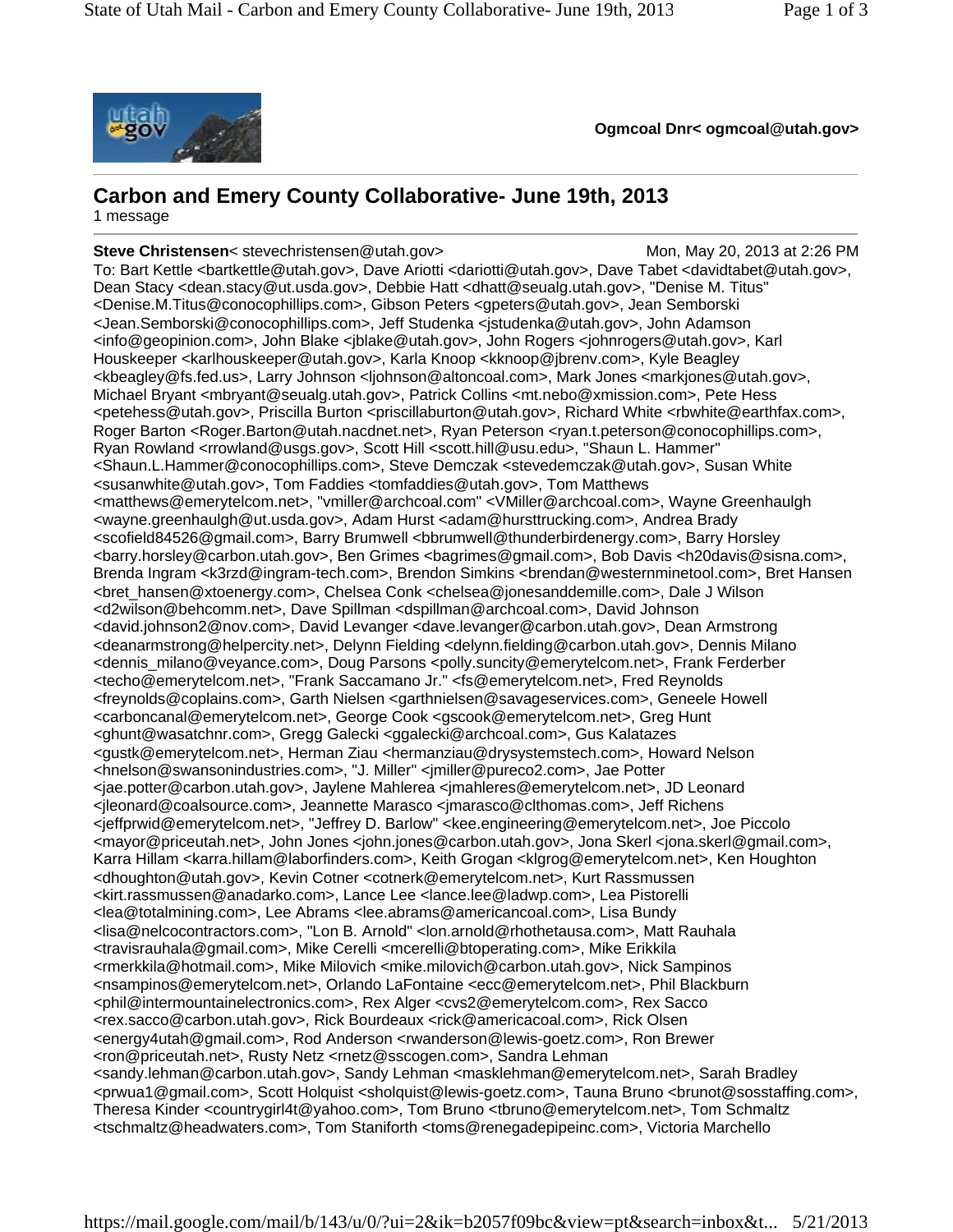Ogmcoal Dnr< ogmcoal@utah.gov>

## Carbon and Emery County Collaborative- June 19th, 2013

1 message

**Steve Christensen**< stevechristensen@utah.gov> Mon, May 20, 2013 at 2:26 PM

To: Bart Kettle <bartkettle@utah.gov>, Dave Ariotti <dariotti@utah.gov>, Dave Tabet <davidtabet@utah.gov>, Dean Stacy <dean.stacy@ut.usda.gov>, Debbie Hatt <dhatt@seualg.utah.gov>, "Denise M. Titus" <Denise.M.Titus@conocophillips.com>, Gibson Peters <gpeters@utah.gov>, Jean Semborski <Jean.Semborski@conocophillips.com>, Jeff Studenka <jstudenka@utah.gov>, John Adamson <info@geopinion.com>, John Blake <jblake@utah.gov>, John Rogers <johnrogers@utah.gov>, Karl Houskeeper <karlhouskeeper@utah.gov>, Karla Knoop <kknoop@jbrenv.com>, Kyle Beagley <kbeagley@fs.fed.us>, Larry Johnson <ljohnson@altoncoal.com>, Mark Jones <markjones@utah.gov>, Michael Bryant <mbryant@seualg.utah.gov>, Patrick Collins <mt.nebo@xmission.com>, Pete Hess <petehess@utah.gov>, Priscilla Burton <priscillaburton@utah.gov>, Richard White <rbwhite@earthfax.com>, Roger Barton <Roger.Barton@utah.nacdnet.net>, Ryan Peterson <ryan.t.peterson@conocophillips.com>, Ryan Rowland <rrowland@usgs.gov>, Scott Hill <scott.hill@usu.edu>, "Shaun L. Hammer" <Shaun.L.Hammer@conocophillips.com>, Steve Demczak <stevedemczak@utah.gov>, Susan White <susanwhite@utah.gov>, Tom Faddies <tomfaddies@utah.gov>, Tom Matthews <matthews@emerytelcom.net>, "vmiller@archcoal.com" <VMiller@archcoal.com>, Wayne Greenhaulgh <wayne.greenhaulgh@ut.usda.gov>, Adam Hurst <adam@hursttrucking.com>, Andrea Brady <scofield84526@gmail.com>, Barry Brumwell <bbrumwell@thunderbirdenergy.com>, Barry Horsley <barry.horsley@carbon.utah.gov>, Ben Grimes <bagrimes@gmail.com>, Bob Davis <h20davis@sisna.com>, Brenda Ingram <k3rzd@ingram-tech.com>, Brendon Simkins <brendan@westernminetool.com>, Bret Hansen <bret_hansen@xtoenergy.com>, Chelsea Conk <chelsea@jonesanddemille.com>, Dale J Wilson <d2wilson@behcomm.net>, Dave Spillman <dspillman@archcoal.com>, David Johnson <david.johnson2@nov.com>, David Levanger <dave.levanger@carbon.utah.gov>, Dean Armstrong <deanarmstrong@helpercity.net>, Delynn Fielding <delynn.fielding@carbon.utah.gov>, Dennis Milano <dennis_milano@veyance.com>, Doug Parsons <polly.suncity@emerytelcom.net>, Frank Ferderber <techo@emerytelcom.net>, "Frank Saccamano Jr." <fs@emerytelcom.net>, Fred Reynolds <freynolds@coplains.com>, Garth Nielsen <garthnielsen@savageservices.com>, Geneele Howell <carboncanal@emerytelcom.net>, George Cook <gscook@emerytelcom.net>, Greg Hunt <ghunt@wasatchnr.com>, Gregg Galecki <ggalecki@archcoal.com>, Gus Kalatazes <gustk@emerytelcom.net>, Herman Ziau <hermanziau@drysystemstech.com>, Howard Nelson <hnelson@swansonindustries.com>, "J. Miller" <jmiller@pureco2.com>, Jae Potter <jae.potter@carbon.utah.gov>, Jaylene Mahlerea <jmahleres@emerytelcom.net>, JD Leonard <jleonard@coalsource.com>, Jeannette Marasco <jmarasco@clthomas.com>, Jeff Richens <jeffprwid@emerytelcom.net>, "Jeffrey D. Barlow" <kee.engineering@emerytelcom.net>, Joe Piccolo <mayor@priceutah.net>, John Jones <john.jones@carbon.utah.gov>, Jona Skerl <jona.skerl@gmail.com>, Karra Hillam <karra.hillam@laborfinders.com>, Keith Grogan <klgrog@emerytelcom.net>, Ken Houghton <dhoughton@utah.gov>, Kevin Cotner <cotnerk@emerytelcom.net>, Kurt Rassmussen <kirt.rassmussen@anadarko.com>, Lance Lee <lance.lee@ladwp.com>, Lea Pistorelli <lea@totalmining.com>, Lee Abrams <lee.abrams@americancoal.com>, Lisa Bundy <lisa@nelcocontractors.com>, "Lon B. Arnold" <lon.arnold@rhothetausa.com>, Matt Rauhala <travisrauhala@gmail.com>, Mike Cerelli <mcerelli@btoperating.com>, Mike Erikkila <rmerkkila@hotmail.com>, Mike Milovich <mike.milovich@carbon.utah.gov>, Nick Sampinos <nsampinos@emerytelcom.net>, Orlando LaFontaine <ecc@emerytelcom.net>, Phil Blackburn <phil@intermountainelectronics.com>, Rex Alger <cvs2@emerytelcom.com>, Rex Sacco <rex.sacco@carbon.utah.gov>, Rick Bourdeaux <rick@americacoal.com>, Rick Olsen <energy4utah@gmail.com>, Rod Anderson <rwanderson@lewis-goetz.com>, Ron Brewer <ron@priceutah.net>, Rusty Netz <rnetz@sscogen.com>, Sandra Lehman <sandy.lehman@carbon.utah.gov>, Sandy Lehman <masklehman@emerytelcom.net>, Sarah Bradley <prwua1@gmail.com>, Scott Holquist <sholquist@lewis-goetz.com>, Tauna Bruno <brunot@sosstaffing.com>, Theresa Kinder <countrygirl4t@yahoo.com>, Tom Bruno <tbruno@emerytelcom.net>, Tom Schmaltz <tschmaltz@headwaters.com>, Tom Staniforth <toms@renegadepipeinc.com>, Victoria Marchello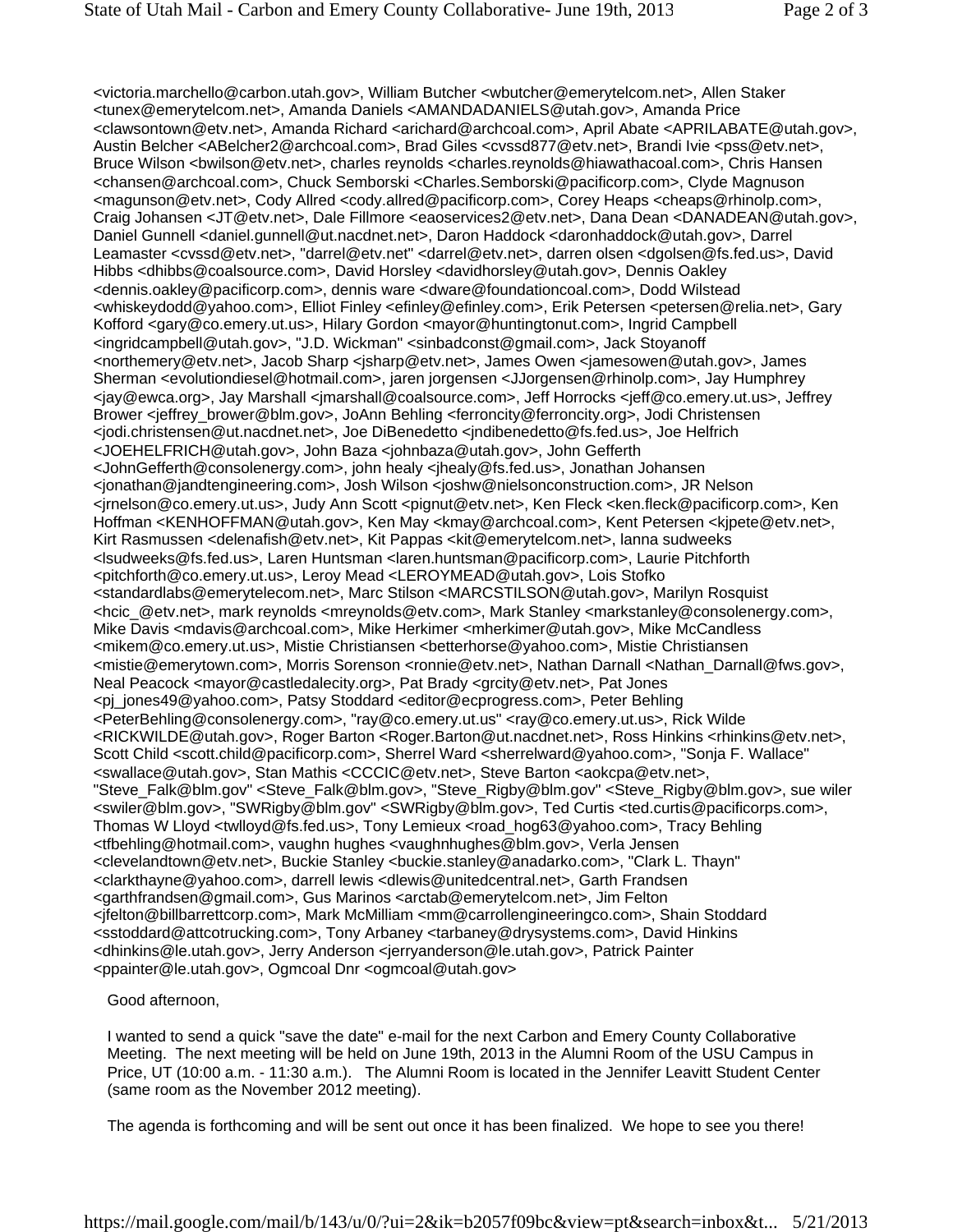<victoria.marchello@carbon.utah.gov>, William Butcher <wbutcher@emerytelcom.net>, Allen Staker <tunex@emerytelcom.net>, Amanda Daniels <AMANDADANIELS@utah.gov>, Amanda Price <clawsontown@etv.net>, Amanda Richard <arichard@archcoal.com>, April Abate <APRILABATE@utah.gov>, Austin Belcher <ABelcher2@archcoal.com>, Brad Giles <cvssd877@etv.net>, Brandi Ivie <pss@etv.net>, Bruce Wilson <bwilson@etv.net>, charles reynolds <charles.reynolds@hiawathacoal.com>, Chris Hansen <chansen@archcoal.com>, Chuck Semborski <Charles.Semborski@pacificorp.com>, Clyde Magnuson <magunson@etv.net>, Cody Allred <cody.allred@pacificorp.com>, Corey Heaps <cheaps@rhinolp.com>, Craig Johansen <JT@etv.net>, Dale Fillmore <eaoservices2@etv.net>, Dana Dean <DANADEAN@utah.gov>, Daniel Gunnell <daniel.gunnell@ut.nacdnet.net>, Daron Haddock <daronhaddock@utah.gov>, Darrel Leamaster <cvssd@etv.net>, "darrel@etv.net" <darrel@etv.net>, darren olsen <dgolsen@fs.fed.us>, David Hibbs <dhibbs@coalsource.com>, David Horsley <davidhorsley@utah.gov>, Dennis Oakley <dennis.oakley@pacificorp.com>, dennis ware <dware@foundationcoal.com>, Dodd Wilstead <whiskeydodd@yahoo.com>, Elliot Finley <efinley@efinley.com>, Erik Petersen <petersen@relia.net>, Gary Kofford <gary@co.emery.ut.us>, Hilary Gordon <mayor@huntingtonut.com>, Ingrid Campbell <ingridcampbell@utah.gov>, "J.D. Wickman" <sinbadconst@gmail.com>, Jack Stoyanoff <northemery@etv.net>, Jacob Sharp <jsharp@etv.net>, James Owen <jamesowen@utah.gov>, James Sherman <evolutiondiesel@hotmail.com>, jaren jorgensen <JJorgensen@rhinolp.com>, Jay Humphrey <jay@ewca.org>, Jay Marshall <jmarshall@coalsource.com>, Jeff Horrocks <jeff@co.emery.ut.us>, Jeffrey Brower <jeffrey_brower@blm.gov>, JoAnn Behling <ferroncity@ferroncity.org>, Jodi Christensen <jodi.christensen@ut.nacdnet.net>, Joe DiBenedetto <jndibenedetto@fs.fed.us>, Joe Helfrich <JOEHELFRICH@utah.gov>, John Baza <johnbaza@utah.gov>, John Gefferth <JohnGefferth@consolenergy.com>, john healy <jhealy@fs.fed.us>, Jonathan Johansen <jonathan@jandtengineering.com>, Josh Wilson <joshw@nielsonconstruction.com>, JR Nelson <jrnelson@co.emery.ut.us>, Judy Ann Scott <pignut@etv.net>, Ken Fleck <ken.fleck@pacificorp.com>, Ken Hoffman <KENHOFFMAN@utah.gov>, Ken May <kmay@archcoal.com>, Kent Petersen <kjpete@etv.net>, Kirt Rasmussen <delenafish@etv.net>, Kit Pappas <kit@emerytelcom.net>, lanna sudweeks <lsudweeks@fs.fed.us>, Laren Huntsman <laren.huntsman@pacificorp.com>, Laurie Pitchforth <pitchforth@co.emery.ut.us>, Leroy Mead <LEROYMEAD@utah.gov>, Lois Stofko <standardlabs@emerytelecom.net>, Marc Stilson <MARCSTILSON@utah.gov>, Marilyn Rosquist <hcic_@etv.net>, mark reynolds <mreynolds@etv.com>, Mark Stanley <markstanley@consolenergy.com>, Mike Davis <mdavis@archcoal.com>, Mike Herkimer <mherkimer@utah.gov>, Mike McCandless <mikem@co.emery.ut.us>, Mistie Christiansen <betterhorse@yahoo.com>, Mistie Christiansen <mistie@emerytown.com>, Morris Sorenson <ronnie@etv.net>, Nathan Darnall <Nathan_Darnall@fws.gov>, Neal Peacock <mayor@castledalecity.org>, Pat Brady <grcity@etv.net>, Pat Jones <pj_jones49@yahoo.com>, Patsy Stoddard <editor@ecprogress.com>, Peter Behling <PeterBehling@consolenergy.com>, "ray@co.emery.ut.us" <ray@co.emery.ut.us>, Rick Wilde <RICKWILDE@utah.gov>, Roger Barton <Roger.Barton@ut.nacdnet.net>, Ross Hinkins <rhinkins@etv.net>, Scott Child <scott.child@pacificorp.com>, Sherrel Ward <sherrelward@yahoo.com>, "Sonja F. Wallace" <swallace@utah.gov>, Stan Mathis <CCCIC@etv.net>, Steve Barton <aokcpa@etv.net>, "Steve_Falk@blm.gov" <Steve_Falk@blm.gov>, "Steve_Rigby@blm.gov" <Steve_Rigby@blm.gov>, sue wiler <swiler@blm.gov>, "SWRigby@blm.gov" <SWRigby@blm.gov>, Ted Curtis <ted.curtis@pacificorps.com>, Thomas W Lloyd <twlloyd@fs.fed.us>, Tony Lemieux <road_hog63@yahoo.com>, Tracy Behling <tfbehling@hotmail.com>, vaughn hughes <vaughnhughes@blm.gov>, Verla Jensen <clevelandtown@etv.net>, Buckie Stanley <buckie.stanley@anadarko.com>, "Clark L. Thayn" <clarkthayne@yahoo.com>, darrell lewis <dlewis@unitedcentral.net>, Garth Frandsen <garthfrandsen@gmail.com>, Gus Marinos <arctab@emerytelcom.net>, Jim Felton <jfelton@billbarrettcorp.com>, Mark McMilliam <mm@carrollengineeringco.com>, Shain Stoddard <sstoddard@attcotrucking.com>, Tony Arbaney <tarbaney@drysystems.com>, David Hinkins <dhinkins@le.utah.gov>, Jerry Anderson <jerryanderson@le.utah.gov>, Patrick Painter <ppainter@le.utah.gov>, Ogmcoal Dnr <ogmcoal@utah.gov>

Good afternoon,

I wanted to send a quick "save the date" e-mail for the next Carbon and Emery County Collaborative Meeting. The next meeting will be held on June 19th, 2013 in the Alumni Room of the USU Campus in Price, UT (10:00 a.m. - 11:30 a.m.). The Alumni Room is located in the Jennifer Leavitt Student Center (same room as the November 2012 meeting).

The agenda is forthcoming and will be sent out once it has been finalized. We hope to see you there!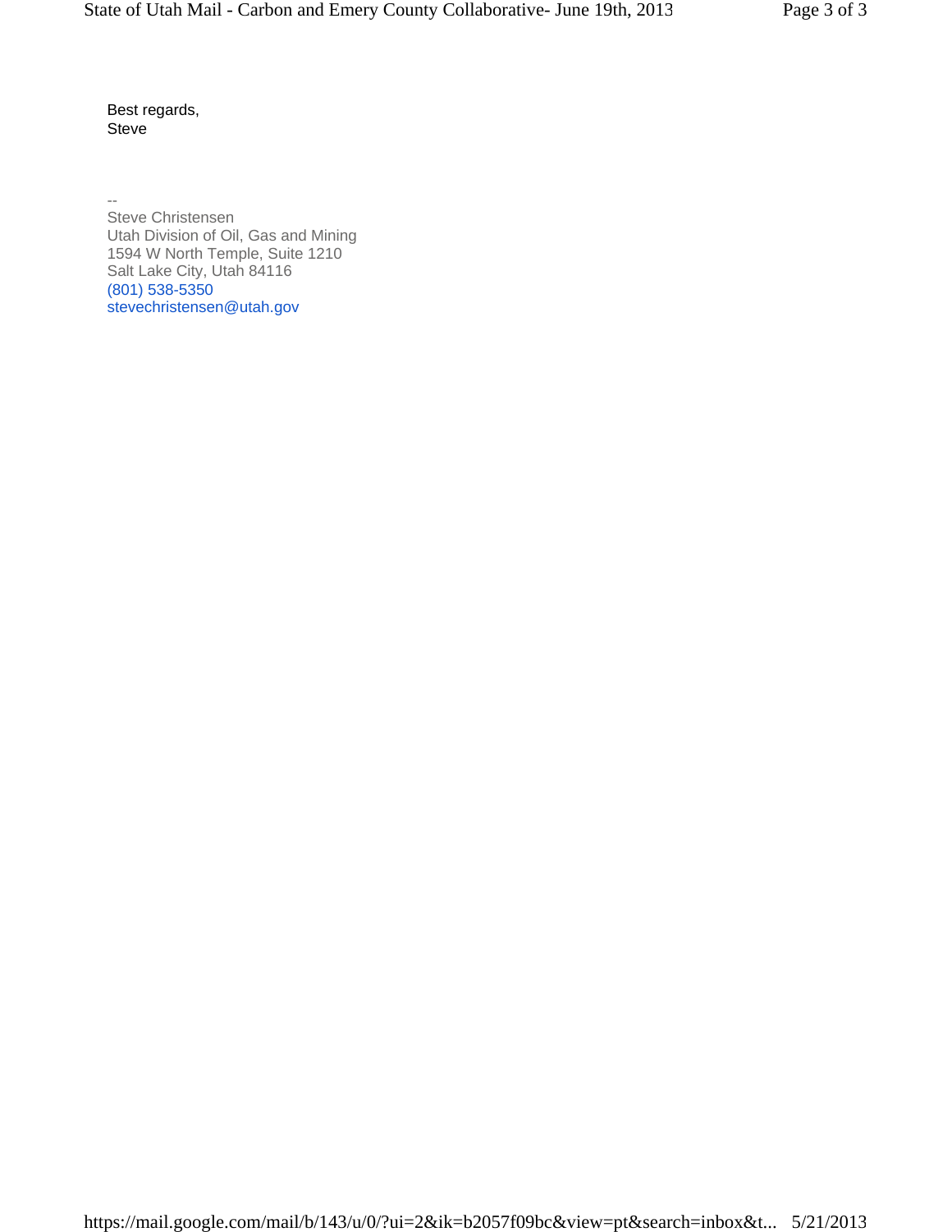Best regards,
Steve

--
Steve Christensen
Utah Division of Oil, Gas and Mining
1594 W North Temple, Suite 1210
Salt Lake City, Utah 84116
(801) 538-5350
stevechristensen@utah.gov